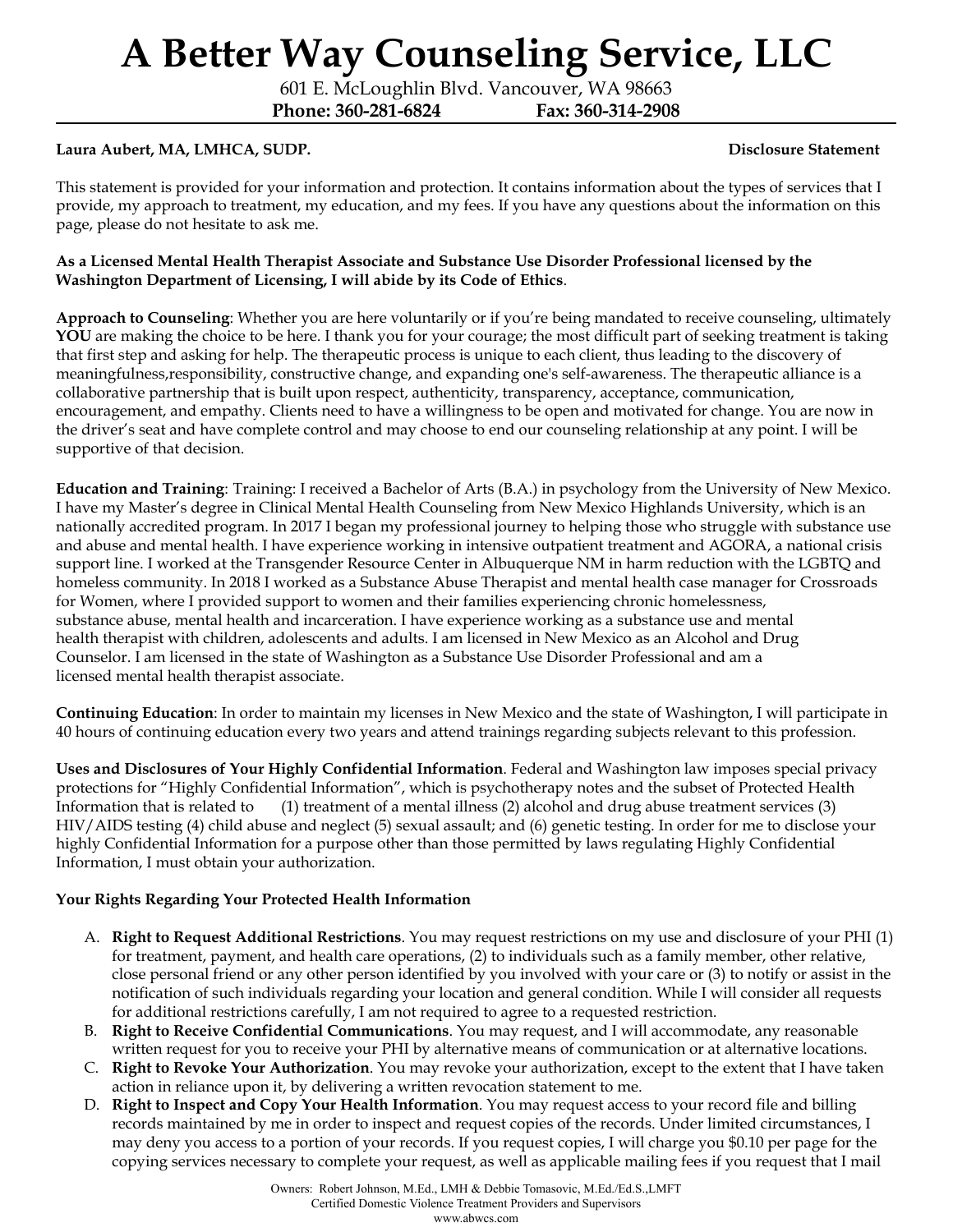# A Better Way Counseling Service, LLC

601 E. McLoughlin Blvd. Vancouver, WA 98663

**Phone: 360-281-6824** **Fax: 360-314-2908**

**Laura Aubert, MA, LMHCA, SUDP.** **Disclosure Statement**

This statement is provided for your information and protection. It contains information about the types of services that I provide, my approach to treatment, my education, and my fees. If you have any questions about the information on this page, please do not hesitate to ask me.

**As a Licensed Mental Health Therapist Associate and Substance Use Disorder Professional licensed by the Washington Department of Licensing, I will abide by its Code of Ethics**.

**Approach to Counseling**: Whether you are here voluntarily or if you're being mandated to receive counseling, ultimately **YOU** are making the choice to be here. I thank you for your courage; the most difficult part of seeking treatment is taking that first step and asking for help. The therapeutic process is unique to each client, thus leading to the discovery of meaningfulness,responsibility, constructive change, and expanding one's self-awareness. The therapeutic alliance is a collaborative partnership that is built upon respect, authenticity, transparency, acceptance, communication, encouragement, and empathy. Clients need to have a willingness to be open and motivated for change. You are now in the driver's seat and have complete control and may choose to end our counseling relationship at any point. I will be supportive of that decision.

**Education and Training**: Training: I received a Bachelor of Arts (B.A.) in psychology from the University of New Mexico. I have my Master's degree in Clinical Mental Health Counseling from New Mexico Highlands University, which is an nationally accredited program. In 2017 I began my professional journey to helping those who struggle with substance use and abuse and mental health. I have experience working in intensive outpatient treatment and AGORA, a national crisis support line. I worked at the Transgender Resource Center in Albuquerque NM in harm reduction with the LGBTQ and homeless community. In 2018 I worked as a Substance Abuse Therapist and mental health case manager for Crossroads for Women, where I provided support to women and their families experiencing chronic homelessness, substance abuse, mental health and incarceration. I have experience working as a substance use and mental health therapist with children, adolescents and adults. I am licensed in New Mexico as an Alcohol and Drug Counselor. I am licensed in the state of Washington as a Substance Use Disorder Professional and am a licensed mental health therapist associate.

**Continuing Education**: In order to maintain my licenses in New Mexico and the state of Washington, I will participate in 40 hours of continuing education every two years and attend trainings regarding subjects relevant to this profession.

**Uses and Disclosures of Your Highly Confidential Information**. Federal and Washington law imposes special privacy protections for "Highly Confidential Information", which is psychotherapy notes and the subset of Protected Health Information that is related to (1) treatment of a mental illness (2) alcohol and drug abuse treatment services (3) HIV/AIDS testing (4) child abuse and neglect (5) sexual assault; and (6) genetic testing. In order for me to disclose your highly Confidential Information for a purpose other than those permitted by laws regulating Highly Confidential Information, I must obtain your authorization.

**Your Rights Regarding Your Protected Health Information**

A. **Right to Request Additional Restrictions**. You may request restrictions on my use and disclosure of your PHI (1) for treatment, payment, and health care operations, (2) to individuals such as a family member, other relative, close personal friend or any other person identified by you involved with your care or (3) to notify or assist in the notification of such individuals regarding your location and general condition. While I will consider all requests for additional restrictions carefully, I am not required to agree to a requested restriction.
B. **Right to Receive Confidential Communications**. You may request, and I will accommodate, any reasonable written request for you to receive your PHI by alternative means of communication or at alternative locations.
C. **Right to Revoke Your Authorization**. You may revoke your authorization, except to the extent that I have taken action in reliance upon it, by delivering a written revocation statement to me.
D. **Right to Inspect and Copy Your Health Information**. You may request access to your record file and billing records maintained by me in order to inspect and request copies of the records. Under limited circumstances, I may deny you access to a portion of your records. If you request copies, I will charge you $0.10 per page for the copying services necessary to complete your request, as well as applicable mailing fees if you request that I mail

Owners: Robert Johnson, M.Ed., LMH & Debbie Tomasovic, M.Ed./Ed.S.,LMFT
Certified Domestic Violence Treatment Providers and Supervisors
www.abwcs.com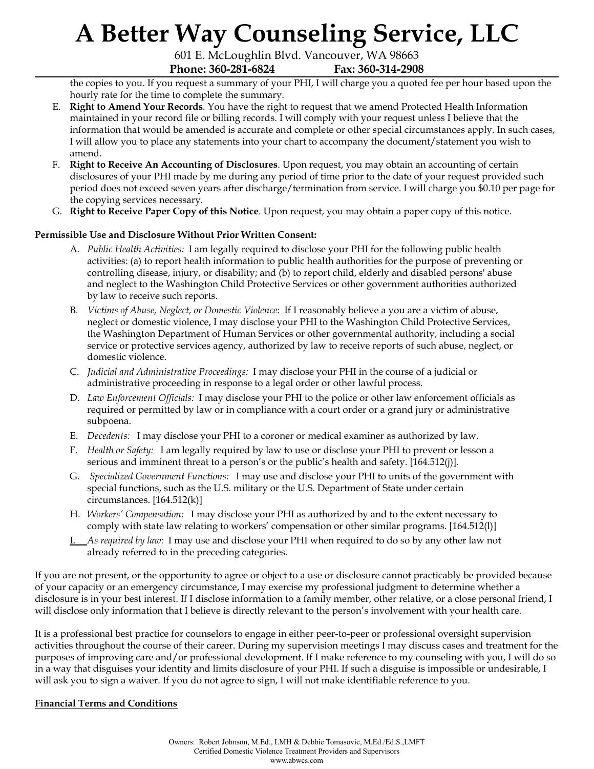the copies to you. If you request a summary of your PHI, I will charge you a quoted fee per hour based upon the hourly rate for the time to complete the summary.

E. **Right to Amend Your Records**. You have the right to request that we amend Protected Health Information maintained in your record file or billing records. I will comply with your request unless I believe that the information that would be amended is accurate and complete or other special circumstances apply. In such cases, I will allow you to place any statements into your chart to accompany the document/statement you wish to amend.

F. **Right to Receive An Accounting of Disclosures**. Upon request, you may obtain an accounting of certain disclosures of your PHI made by me during any period of time prior to the date of your request provided such period does not exceed seven years after discharge/termination from service. I will charge you $0.10 per page for the copying services necessary.

G. **Right to Receive Paper Copy of this Notice**. Upon request, you may obtain a paper copy of this notice.

**Permissible Use and Disclosure Without Prior Written Consent:**

A. *Public Health Activities:* I am legally required to disclose your PHI for the following public health activities: (a) to report health information to public health authorities for the purpose of preventing or controlling disease, injury, or disability; and (b) to report child, elderly and disabled persons' abuse and neglect to the Washington Child Protective Services or other government authorities authorized by law to receive such reports.

B. *Victims of Abuse, Neglect, or Domestic Violence*: If I reasonably believe a you are a victim of abuse, neglect or domestic violence, I may disclose your PHI to the Washington Child Protective Services, the Washington Department of Human Services or other governmental authority, including a social service or protective services agency, authorized by law to receive reports of such abuse, neglect, or domestic violence.

C. *Judicial and Administrative Proceedings:* I may disclose your PHI in the course of a judicial or administrative proceeding in response to a legal order or other lawful process.

D. *Law Enforcement Officials:* I may disclose your PHI to the police or other law enforcement officials as required or permitted by law or in compliance with a court order or a grand jury or administrative subpoena.

E. *Decedents:* I may disclose your PHI to a coroner or medical examiner as authorized by law.

F. *Health or Safety:* I am legally required by law to use or disclose your PHI to prevent or lesson a serious and imminent threat to a person's or the public's health and safety. [164.512(j)].

G. *Specialized Government Functions:* I may use and disclose your PHI to units of the government with special functions, such as the U.S. military or the U.S. Department of State under certain circumstances. [164.512(k)]

H. *Workers' Compensation:* I may disclose your PHI as authorized by and to the extent necessary to comply with state law relating to workers' compensation or other similar programs. [164.512(l)]

I. *As required by law:* I may use and disclose your PHI when required to do so by any other law not already referred to in the preceding categories.

If you are not present, or the opportunity to agree or object to a use or disclosure cannot practicably be provided because of your capacity or an emergency circumstance, I may exercise my professional judgment to determine whether a disclosure is in your best interest. If I disclose information to a family member, other relative, or a close personal friend, I will disclose only information that I believe is directly relevant to the person's involvement with your health care.

It is a professional best practice for counselors to engage in either peer-to-peer or professional oversight supervision activities throughout the course of their career. During my supervision meetings I may discuss cases and treatment for the purposes of improving care and/or professional development. If I make reference to my counseling with you, I will do so in a way that disguises your identity and limits disclosure of your PHI. If such a disguise is impossible or undesirable, I will ask you to sign a waiver. If you do not agree to sign, I will not make identifiable reference to you.

## Financial Terms and Conditions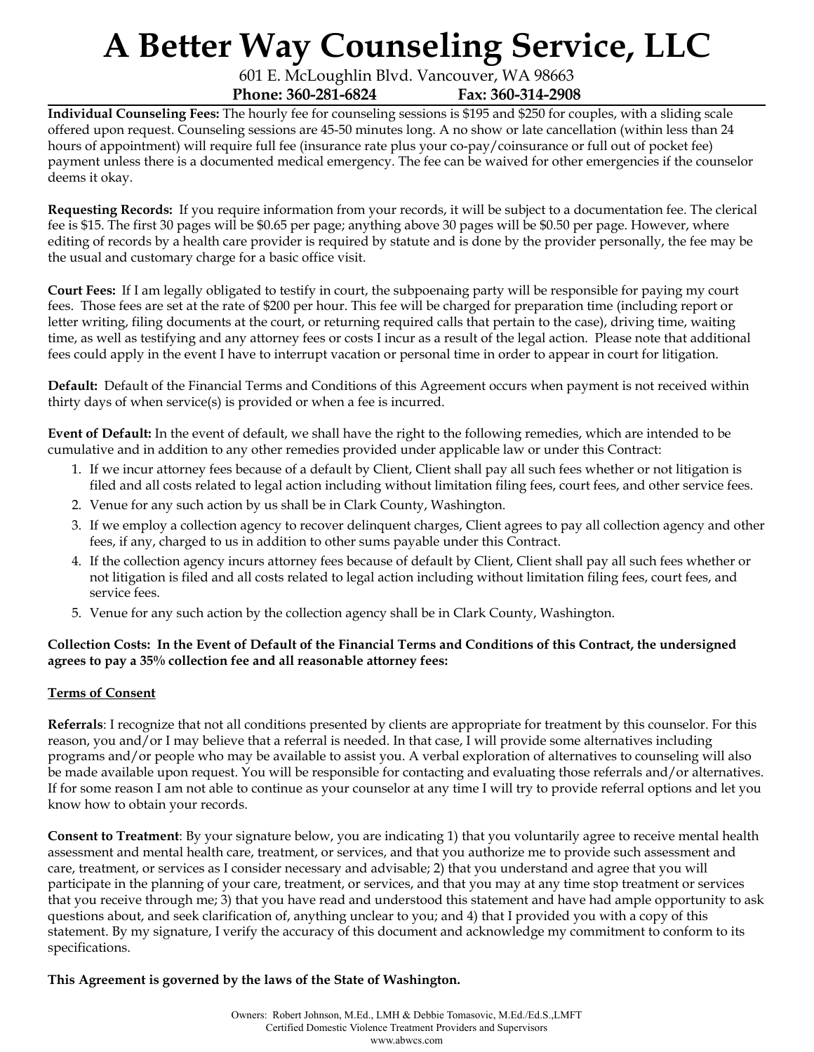# A Better Way Counseling Service, LLC

601 E. McLoughlin Blvd. Vancouver, WA 98663

**Phone: 360-281-6824 Fax: 360-314-2908**

**Individual Counseling Fees:** The hourly fee for counseling sessions is $195 and $250 for couples, with a sliding scale offered upon request. Counseling sessions are 45-50 minutes long. A no show or late cancellation (within less than 24 hours of appointment) will require full fee (insurance rate plus your co-pay/coinsurance or full out of pocket fee) payment unless there is a documented medical emergency. The fee can be waived for other emergencies if the counselor deems it okay.

**Requesting Records:** If you require information from your records, it will be subject to a documentation fee. The clerical fee is $15. The first 30 pages will be $0.65 per page; anything above 30 pages will be $0.50 per page. However, where editing of records by a health care provider is required by statute and is done by the provider personally, the fee may be the usual and customary charge for a basic office visit.

**Court Fees:** If I am legally obligated to testify in court, the subpoenaing party will be responsible for paying my court fees. Those fees are set at the rate of $200 per hour. This fee will be charged for preparation time (including report or letter writing, filing documents at the court, or returning required calls that pertain to the case), driving time, waiting time, as well as testifying and any attorney fees or costs I incur as a result of the legal action. Please note that additional fees could apply in the event I have to interrupt vacation or personal time in order to appear in court for litigation.

**Default:** Default of the Financial Terms and Conditions of this Agreement occurs when payment is not received within thirty days of when service(s) is provided or when a fee is incurred.

**Event of Default:** In the event of default, we shall have the right to the following remedies, which are intended to be cumulative and in addition to any other remedies provided under applicable law or under this Contract:

1. If we incur attorney fees because of a default by Client, Client shall pay all such fees whether or not litigation is filed and all costs related to legal action including without limitation filing fees, court fees, and other service fees.
2. Venue for any such action by us shall be in Clark County, Washington.
3. If we employ a collection agency to recover delinquent charges, Client agrees to pay all collection agency and other fees, if any, charged to us in addition to other sums payable under this Contract.
4. If the collection agency incurs attorney fees because of default by Client, Client shall pay all such fees whether or not litigation is filed and all costs related to legal action including without limitation filing fees, court fees, and service fees.
5. Venue for any such action by the collection agency shall be in Clark County, Washington.

**Collection Costs: In the Event of Default of the Financial Terms and Conditions of this Contract, the undersigned agrees to pay a 35% collection fee and all reasonable attorney fees:**

## Terms of Consent

**Referrals**: I recognize that not all conditions presented by clients are appropriate for treatment by this counselor. For this reason, you and/or I may believe that a referral is needed. In that case, I will provide some alternatives including programs and/or people who may be available to assist you. A verbal exploration of alternatives to counseling will also be made available upon request. You will be responsible for contacting and evaluating those referrals and/or alternatives. If for some reason I am not able to continue as your counselor at any time I will try to provide referral options and let you know how to obtain your records.

**Consent to Treatment**: By your signature below, you are indicating 1) that you voluntarily agree to receive mental health assessment and mental health care, treatment, or services, and that you authorize me to provide such assessment and care, treatment, or services as I consider necessary and advisable; 2) that you understand and agree that you will participate in the planning of your care, treatment, or services, and that you may at any time stop treatment or services that you receive through me; 3) that you have read and understood this statement and have had ample opportunity to ask questions about, and seek clarification of, anything unclear to you; and 4) that I provided you with a copy of this statement. By my signature, I verify the accuracy of this document and acknowledge my commitment to conform to its specifications.

**This Agreement is governed by the laws of the State of Washington.**

Owners: Robert Johnson, M.Ed., LMH & Debbie Tomasovic, M.Ed./Ed.S.,LMFT
Certified Domestic Violence Treatment Providers and Supervisors
www.abwcs.com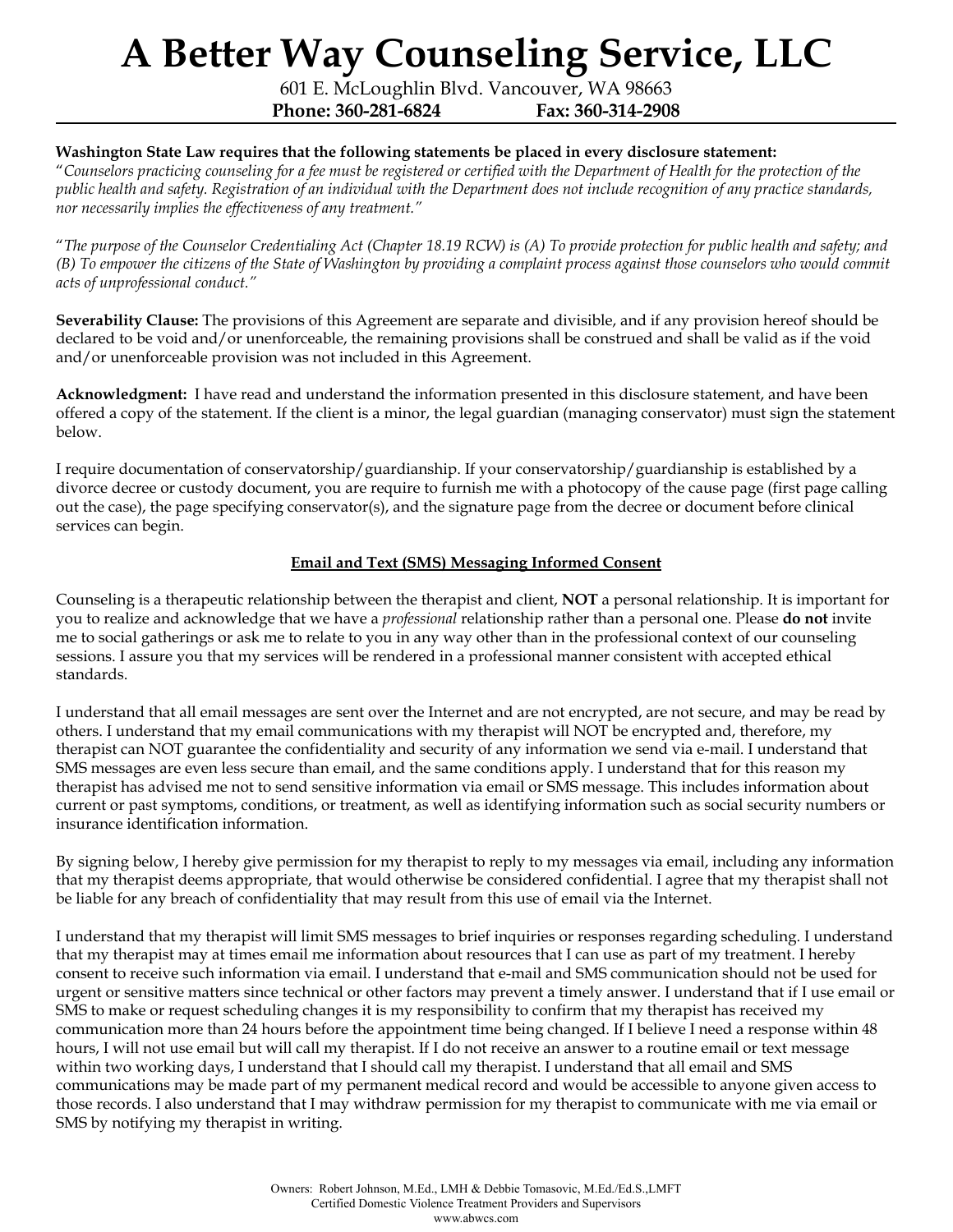# A Better Way Counseling Service, LLC

601 E. McLoughlin Blvd. Vancouver, WA 98663
**Phone: 360-281-6824 Fax: 360-314-2908**

**Washington State Law requires that the following statements be placed in every disclosure statement:**
"*Counselors practicing counseling for a fee must be registered or certified with the Department of Health for the protection of the public health and safety. Registration of an individual with the Department does not include recognition of any practice standards, nor necessarily implies the effectiveness of any treatment.*"

"*The purpose of the Counselor Credentialing Act (Chapter 18.19 RCW) is (A) To provide protection for public health and safety; and (B) To empower the citizens of the State of Washington by providing a complaint process against those counselors who would commit acts of unprofessional conduct.*"

**Severability Clause:** The provisions of this Agreement are separate and divisible, and if any provision hereof should be declared to be void and/or unenforceable, the remaining provisions shall be construed and shall be valid as if the void and/or unenforceable provision was not included in this Agreement.

**Acknowledgment:** I have read and understand the information presented in this disclosure statement, and have been offered a copy of the statement. If the client is a minor, the legal guardian (managing conservator) must sign the statement below.

I require documentation of conservatorship/guardianship. If your conservatorship/guardianship is established by a divorce decree or custody document, you are require to furnish me with a photocopy of the cause page (first page calling out the case), the page specifying conservator(s), and the signature page from the decree or document before clinical services can begin.

## Email and Text (SMS) Messaging Informed Consent

Counseling is a therapeutic relationship between the therapist and client, **NOT** a personal relationship. It is important for you to realize and acknowledge that we have a *professional* relationship rather than a personal one. Please **do not** invite me to social gatherings or ask me to relate to you in any way other than in the professional context of our counseling sessions. I assure you that my services will be rendered in a professional manner consistent with accepted ethical standards.

I understand that all email messages are sent over the Internet and are not encrypted, are not secure, and may be read by others. I understand that my email communications with my therapist will NOT be encrypted and, therefore, my therapist can NOT guarantee the confidentiality and security of any information we send via e-mail. I understand that SMS messages are even less secure than email, and the same conditions apply. I understand that for this reason my therapist has advised me not to send sensitive information via email or SMS message. This includes information about current or past symptoms, conditions, or treatment, as well as identifying information such as social security numbers or insurance identification information.

By signing below, I hereby give permission for my therapist to reply to my messages via email, including any information that my therapist deems appropriate, that would otherwise be considered confidential. I agree that my therapist shall not be liable for any breach of confidentiality that may result from this use of email via the Internet.

I understand that my therapist will limit SMS messages to brief inquiries or responses regarding scheduling. I understand that my therapist may at times email me information about resources that I can use as part of my treatment. I hereby consent to receive such information via email. I understand that e-mail and SMS communication should not be used for urgent or sensitive matters since technical or other factors may prevent a timely answer. I understand that if I use email or SMS to make or request scheduling changes it is my responsibility to confirm that my therapist has received my communication more than 24 hours before the appointment time being changed. If I believe I need a response within 48 hours, I will not use email but will call my therapist. If I do not receive an answer to a routine email or text message within two working days, I understand that I should call my therapist. I understand that all email and SMS communications may be made part of my permanent medical record and would be accessible to anyone given access to those records. I also understand that I may withdraw permission for my therapist to communicate with me via email or SMS by notifying my therapist in writing.

Owners: Robert Johnson, M.Ed., LMH & Debbie Tomasovic, M.Ed./Ed.S.,LMFT
Certified Domestic Violence Treatment Providers and Supervisors
www.abwcs.com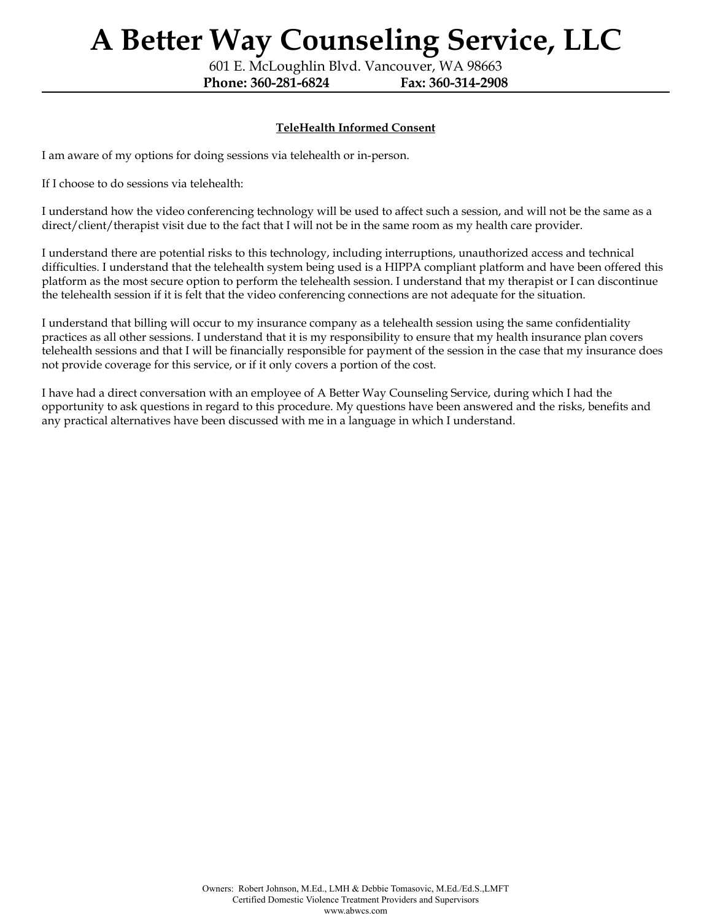# A Better Way Counseling Service, LLC

601 E. McLoughlin Blvd. Vancouver, WA 98663

**Phone: 360-281-6824 Fax: 360-314-2908**

---

**TeleHealth Informed Consent**

I am aware of my options for doing sessions via telehealth or in-person.

If I choose to do sessions via telehealth:

I understand how the video conferencing technology will be used to affect such a session, and will not be the same as a direct/client/therapist visit due to the fact that I will not be in the same room as my health care provider.

I understand there are potential risks to this technology, including interruptions, unauthorized access and technical difficulties. I understand that the telehealth system being used is a HIPPA compliant platform and have been offered this platform as the most secure option to perform the telehealth session. I understand that my therapist or I can discontinue the telehealth session if it is felt that the video conferencing connections are not adequate for the situation.

I understand that billing will occur to my insurance company as a telehealth session using the same confidentiality practices as all other sessions. I understand that it is my responsibility to ensure that my health insurance plan covers telehealth sessions and that I will be financially responsible for payment of the session in the case that my insurance does not provide coverage for this service, or if it only covers a portion of the cost.

I have had a direct conversation with an employee of A Better Way Counseling Service, during which I had the opportunity to ask questions in regard to this procedure. My questions have been answered and the risks, benefits and any practical alternatives have been discussed with me in a language in which I understand.

Owners: Robert Johnson, M.Ed., LMH & Debbie Tomasovic, M.Ed./Ed.S.,LMFT
Certified Domestic Violence Treatment Providers and Supervisors
www.abwcs.com